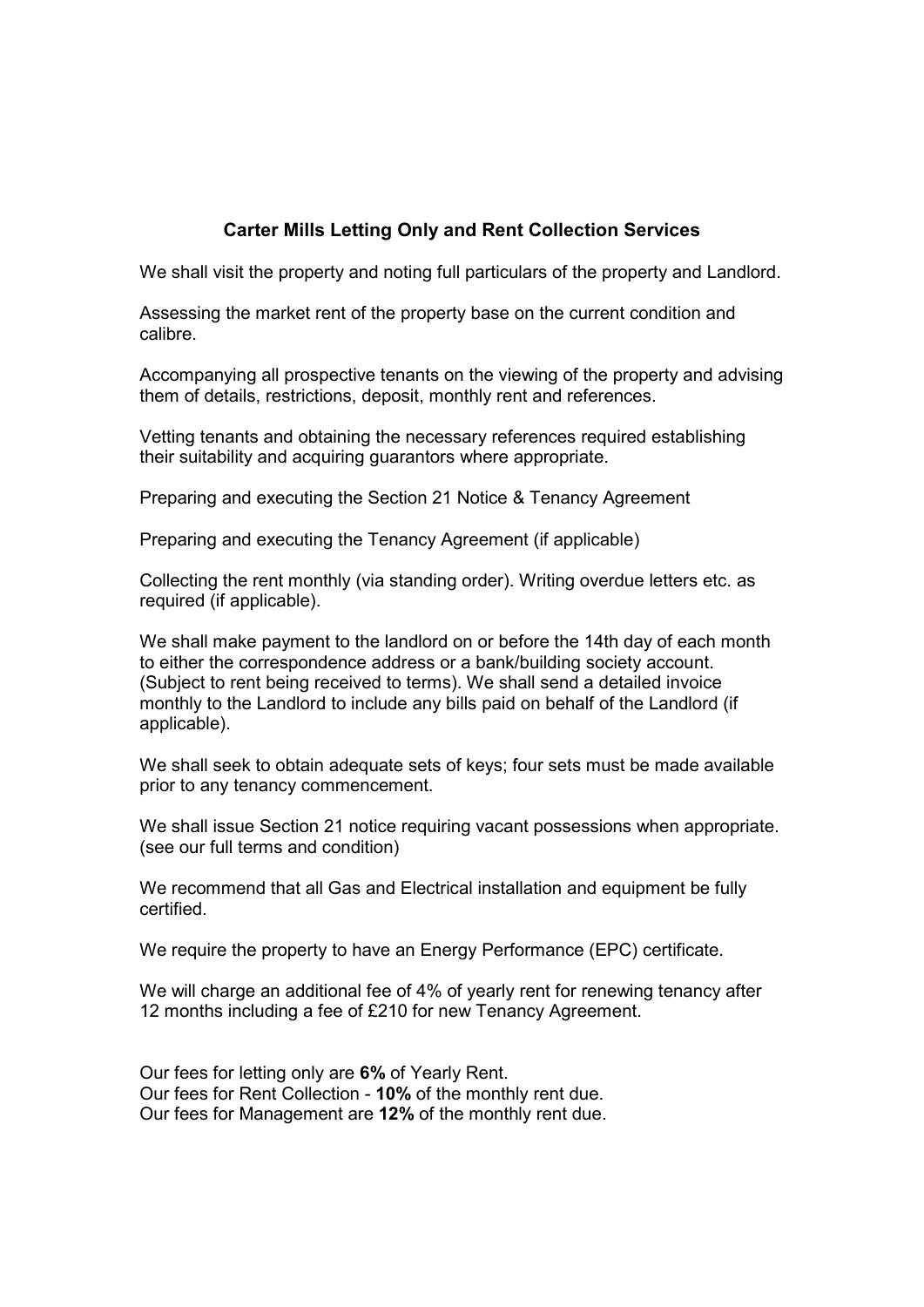## Carter Mills Letting Only and Rent Collection Services

We shall visit the property and noting full particulars of the property and Landlord.

Assessing the market rent of the property base on the current condition and calibre.

Accompanying all prospective tenants on the viewing of the property and advising them of details, restrictions, deposit, monthly rent and references.

Vetting tenants and obtaining the necessary references required establishing their suitability and acquiring guarantors where appropriate.

Preparing and executing the Section 21 Notice & Tenancy Agreement

Preparing and executing the Tenancy Agreement (if applicable)

Collecting the rent monthly (via standing order). Writing overdue letters etc. as required (if applicable).

We shall make payment to the landlord on or before the 14th day of each month to either the correspondence address or a bank/building society account. (Subject to rent being received to terms). We shall send a detailed invoice monthly to the Landlord to include any bills paid on behalf of the Landlord (if applicable).

We shall seek to obtain adequate sets of keys; four sets must be made available prior to any tenancy commencement.

We shall issue Section 21 notice requiring vacant possessions when appropriate. (see our full terms and condition)

We recommend that all Gas and Electrical installation and equipment be fully certified.

We require the property to have an Energy Performance (EPC) certificate.

We will charge an additional fee of 4% of yearly rent for renewing tenancy after 12 months including a fee of £210 for new Tenancy Agreement.

Our fees for letting only are **6%** of Yearly Rent.
Our fees for Rent Collection - **10%** of the monthly rent due.
Our fees for Management are **12%** of the monthly rent due.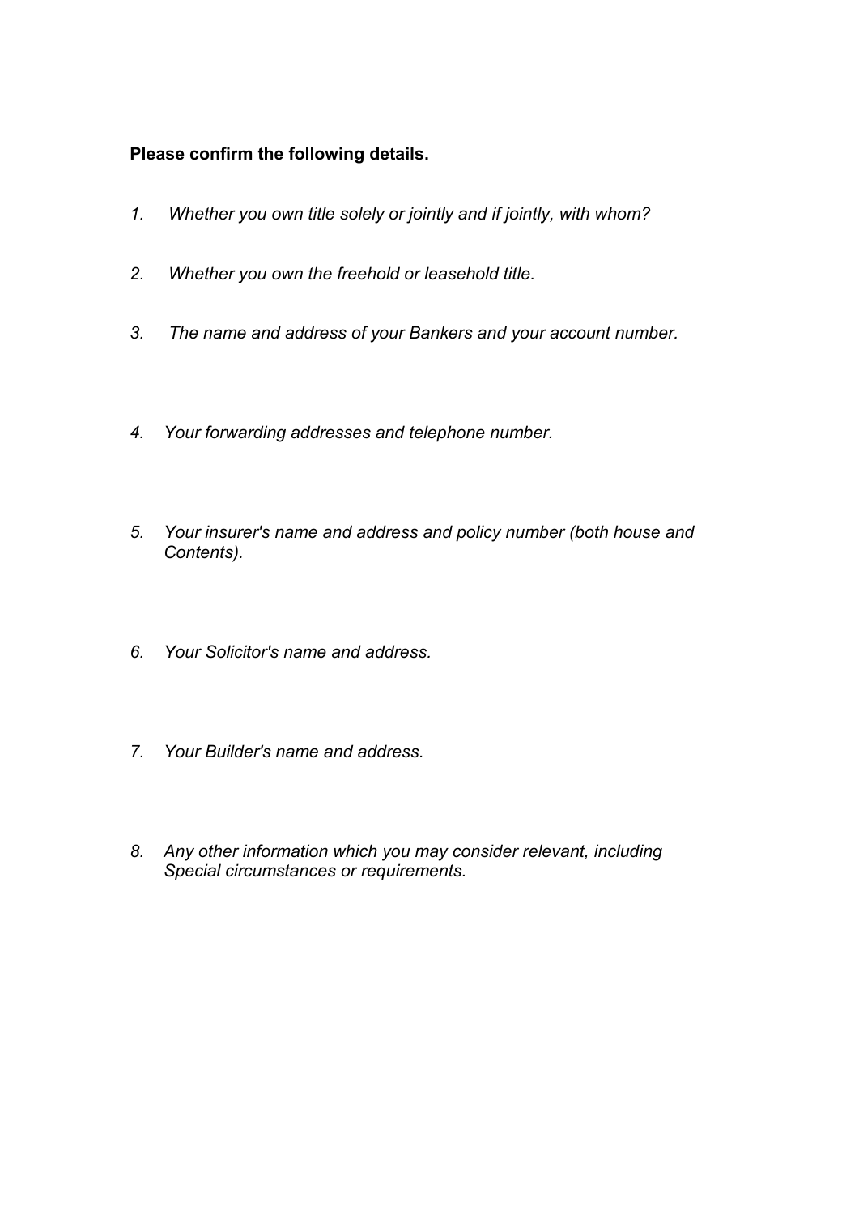**Please confirm the following details.**

1. *Whether you own title solely or jointly and if jointly, with whom?*

2. *Whether you own the freehold or leasehold title.*

3. *The name and address of your Bankers and your account number.*

4. *Your forwarding addresses and telephone number.*

5. *Your insurer's name and address and policy number (both house and Contents).*

6. *Your Solicitor's name and address.*

7. *Your Builder's name and address.*

8. *Any other information which you may consider relevant, including Special circumstances or requirements.*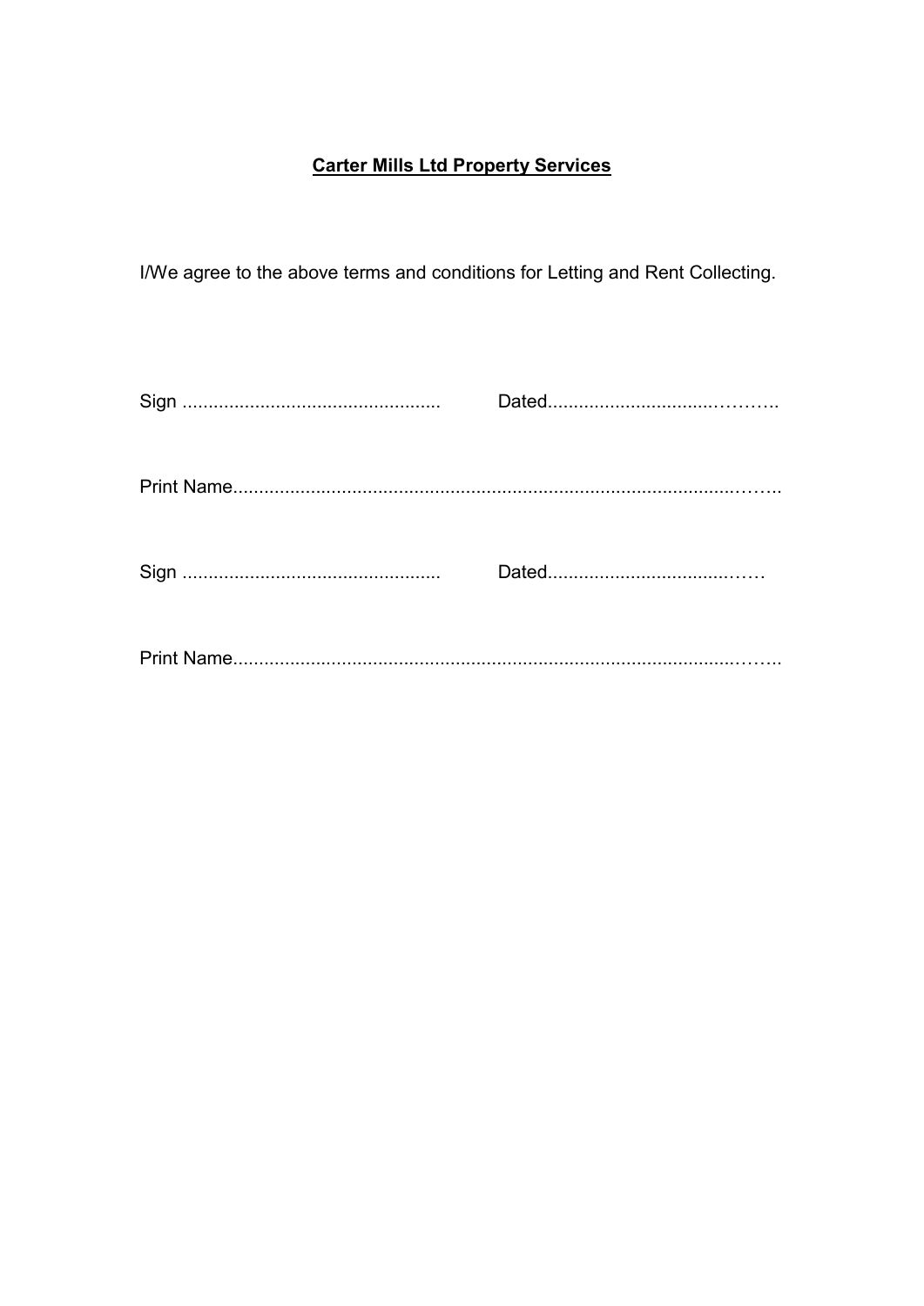**Carter Mills Ltd Property Services**

I/We agree to the above terms and conditions for Letting and Rent Collecting.

Sign ................................................. Dated..............................………..

Print Name.......................................................................................……..

Sign ................................................. Dated.....................................……

Print Name.......................................................................................……..